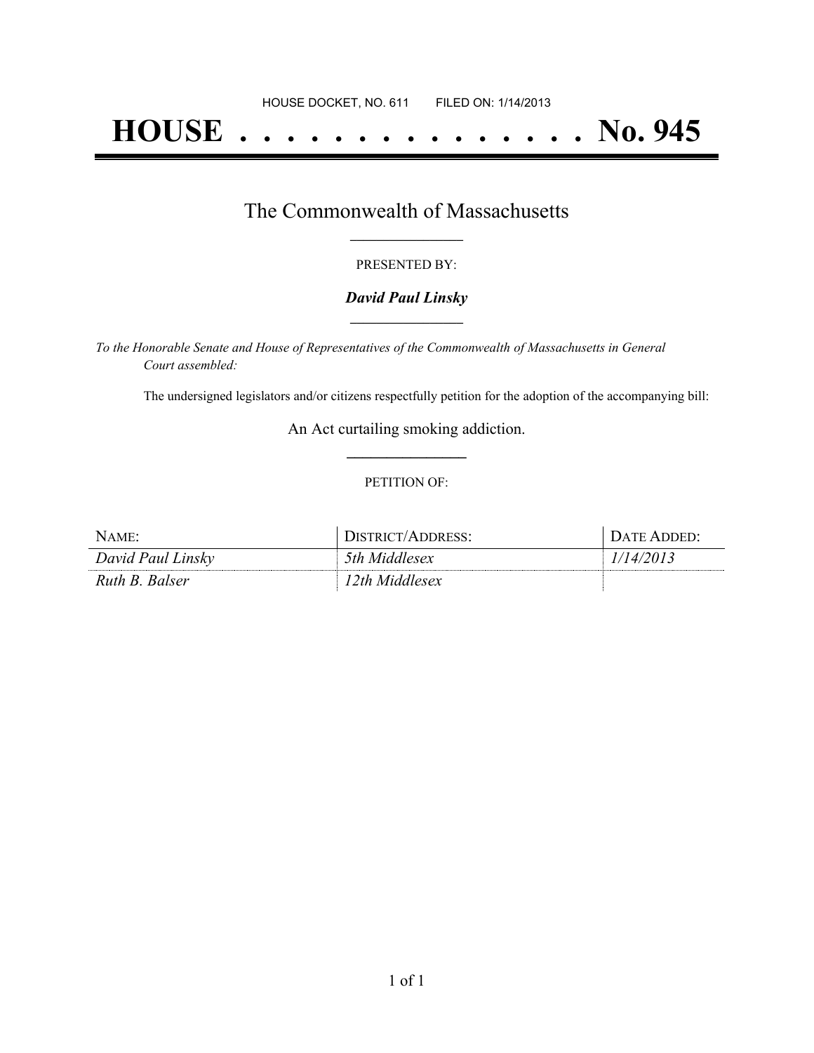HOUSE DOCKET, NO. 611        FILED ON: 1/14/2013

# HOUSE . . . . . . . . . . . . . . . No. 945

## The Commonwealth of Massachusetts

PRESENTED BY:

***David Paul Linsky***

*To the Honorable Senate and House of Representatives of the Commonwealth of Massachusetts in General Court assembled:*

The undersigned legislators and/or citizens respectfully petition for the adoption of the accompanying bill:

An Act curtailing smoking addiction.

PETITION OF:

| NAME: | DISTRICT/ADDRESS: | DATE ADDED: |
|---|---|---|
| *David Paul Linsky* | *5th Middlesex* | *1/14/2013* |
| *Ruth B. Balser* | *12th Middlesex* | |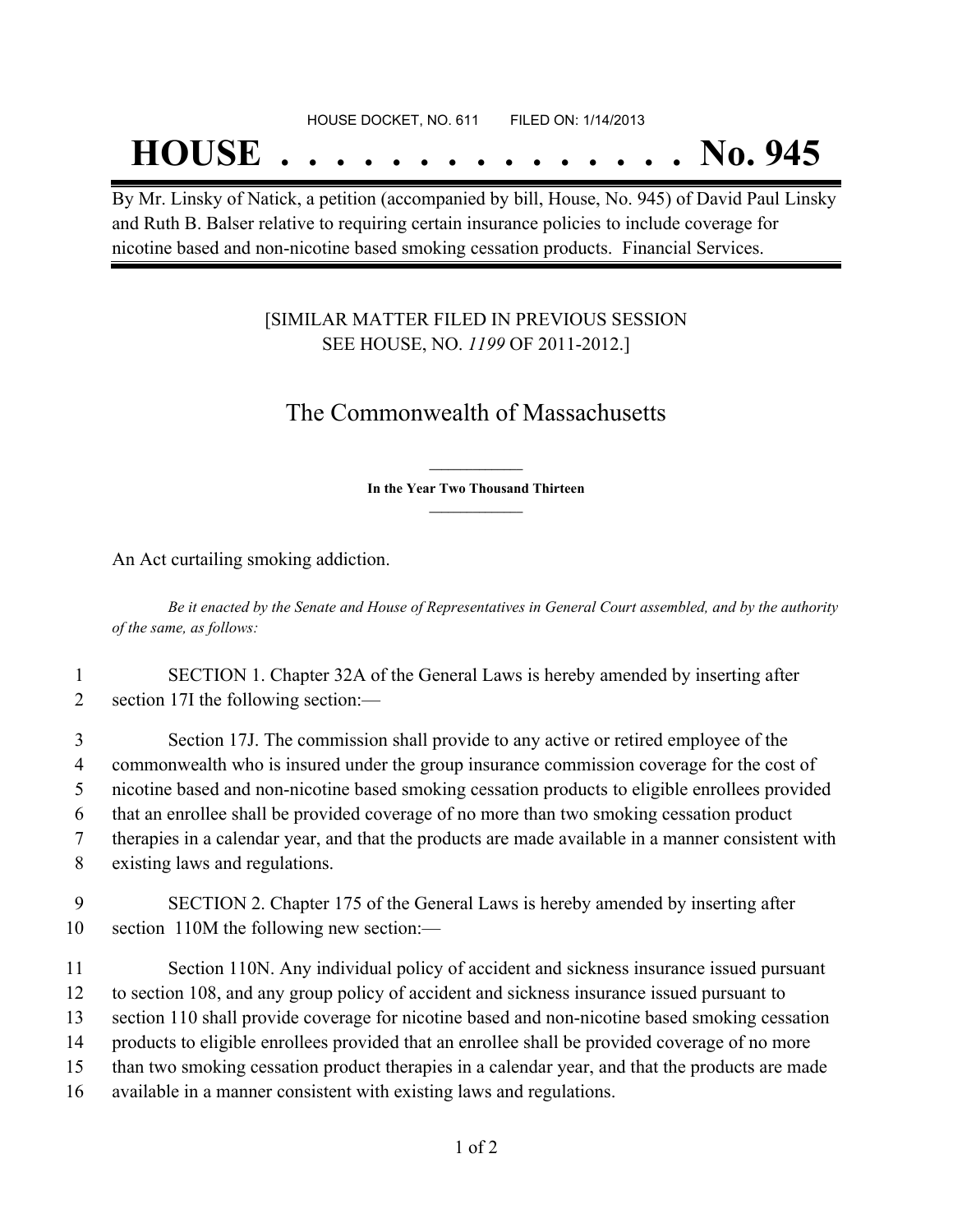HOUSE DOCKET, NO. 611 FILED ON: 1/14/2013

# HOUSE . . . . . . . . . . . . . . . No. 945

By Mr. Linsky of Natick, a petition (accompanied by bill, House, No. 945) of David Paul Linsky and Ruth B. Balser relative to requiring certain insurance policies to include coverage for nicotine based and non-nicotine based smoking cessation products. Financial Services.

[SIMILAR MATTER FILED IN PREVIOUS SESSION SEE HOUSE, NO. *1199* OF 2011-2012.]

## The Commonwealth of Massachusetts

**In the Year Two Thousand Thirteen**

An Act curtailing smoking addiction.

*Be it enacted by the Senate and House of Representatives in General Court assembled, and by the authority of the same, as follows:*

1 SECTION 1. Chapter 32A of the General Laws is hereby amended by inserting after
2 section 17I the following section:—

3 Section 17J. The commission shall provide to any active or retired employee of the
4 commonwealth who is insured under the group insurance commission coverage for the cost of
5 nicotine based and non-nicotine based smoking cessation products to eligible enrollees provided
6 that an enrollee shall be provided coverage of no more than two smoking cessation product
7 therapies in a calendar year, and that the products are made available in a manner consistent with
8 existing laws and regulations.

9 SECTION 2. Chapter 175 of the General Laws is hereby amended by inserting after
10 section 110M the following new section:—

11 Section 110N. Any individual policy of accident and sickness insurance issued pursuant
12 to section 108, and any group policy of accident and sickness insurance issued pursuant to
13 section 110 shall provide coverage for nicotine based and non-nicotine based smoking cessation
14 products to eligible enrollees provided that an enrollee shall be provided coverage of no more
15 than two smoking cessation product therapies in a calendar year, and that the products are made
16 available in a manner consistent with existing laws and regulations.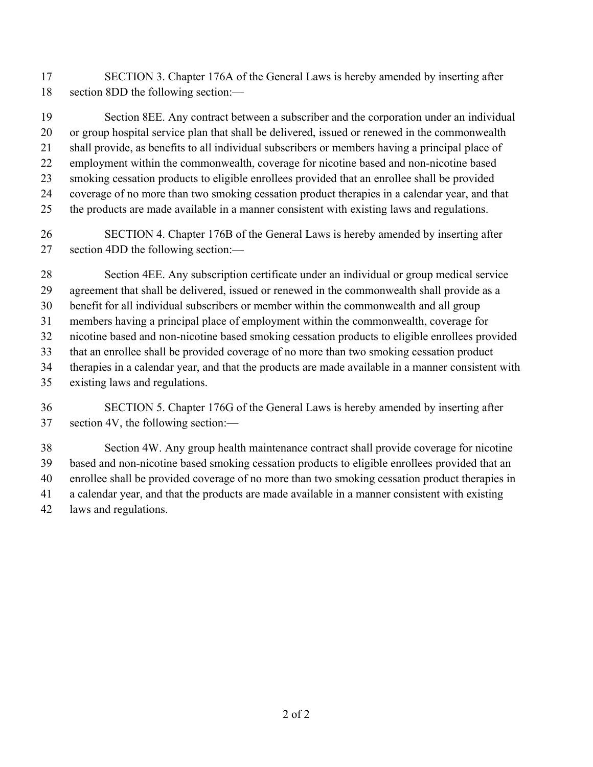SECTION 3. Chapter 176A of the General Laws is hereby amended by inserting after section 8DD the following section:—

Section 8EE. Any contract between a subscriber and the corporation under an individual or group hospital service plan that shall be delivered, issued or renewed in the commonwealth shall provide, as benefits to all individual subscribers or members having a principal place of employment within the commonwealth, coverage for nicotine based and non-nicotine based smoking cessation products to eligible enrollees provided that an enrollee shall be provided coverage of no more than two smoking cessation product therapies in a calendar year, and that the products are made available in a manner consistent with existing laws and regulations.

SECTION 4. Chapter 176B of the General Laws is hereby amended by inserting after section 4DD the following section:—

Section 4EE. Any subscription certificate under an individual or group medical service agreement that shall be delivered, issued or renewed in the commonwealth shall provide as a benefit for all individual subscribers or member within the commonwealth and all group members having a principal place of employment within the commonwealth, coverage for nicotine based and non-nicotine based smoking cessation products to eligible enrollees provided that an enrollee shall be provided coverage of no more than two smoking cessation product therapies in a calendar year, and that the products are made available in a manner consistent with existing laws and regulations.

SECTION 5. Chapter 176G of the General Laws is hereby amended by inserting after section 4V, the following section:—

Section 4W. Any group health maintenance contract shall provide coverage for nicotine based and non-nicotine based smoking cessation products to eligible enrollees provided that an enrollee shall be provided coverage of no more than two smoking cessation product therapies in a calendar year, and that the products are made available in a manner consistent with existing laws and regulations.